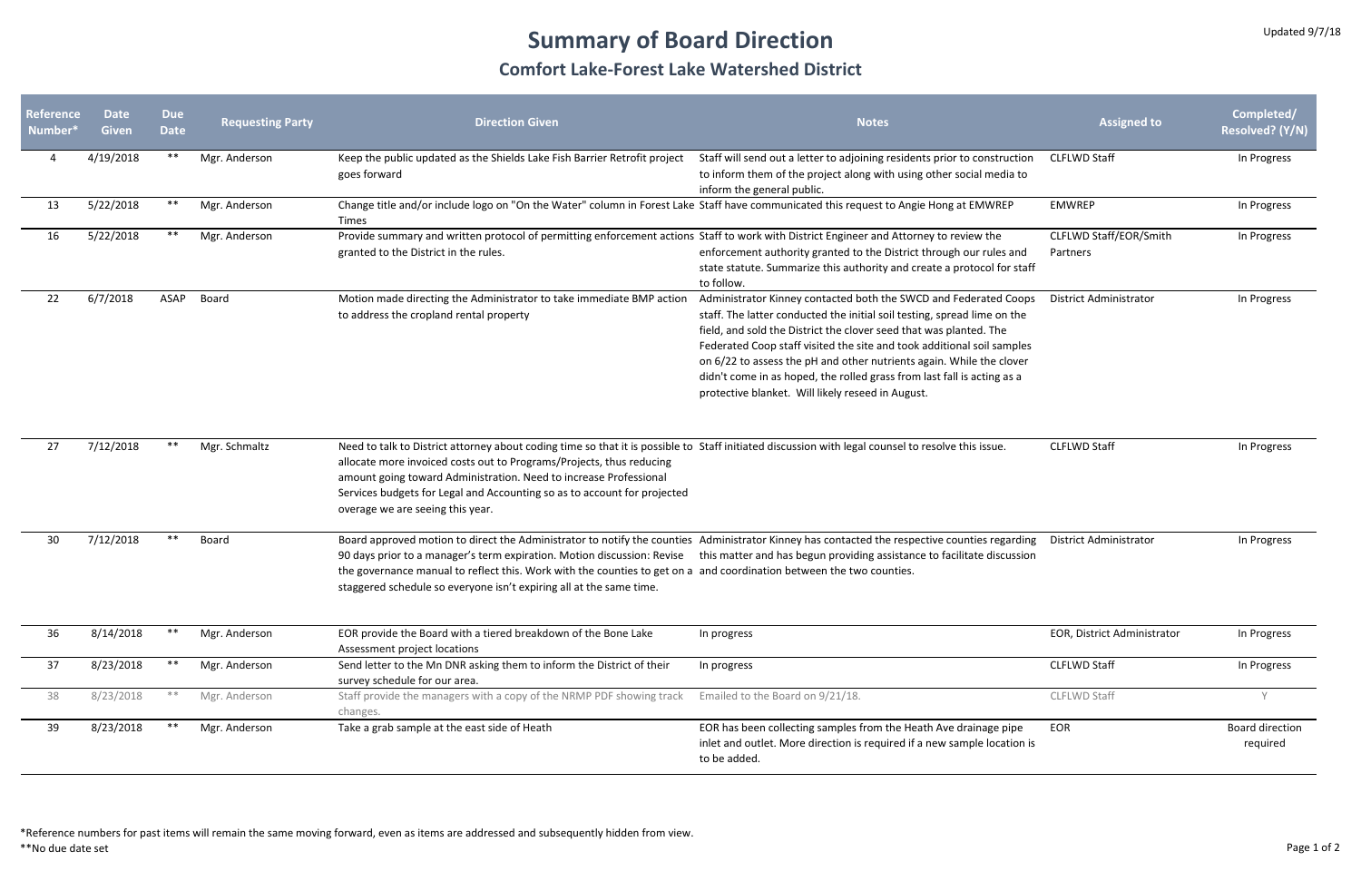Updated 9/7/18

# Summary of Board Direction

## Comfort Lake-Forest Lake Watershed District

| Reference Number* | Date Given | Due Date | Requesting Party | Direction Given | Notes | Assigned to | Completed/ Resolved? (Y/N) |
|---|---|---|---|---|---|---|---|
| 4 | 4/19/2018 | ** | Mgr. Anderson | Keep the public updated as the Shields Lake Fish Barrier Retrofit project goes forward | Staff will send out a letter to adjoining residents prior to construction to inform them of the project along with using other social media to inform the general public. | CLFLWD Staff | In Progress |
| 13 | 5/22/2018 | ** | Mgr. Anderson | Change title and/or include logo on "On the Water" column in Forest Lake Times | Staff have communicated this request to Angie Hong at EMWREP | EMWREP | In Progress |
| 16 | 5/22/2018 | ** | Mgr. Anderson | Provide summary and written protocol of permitting enforcement actions granted to the District in the rules. | Staff to work with District Engineer and Attorney to review the enforcement authority granted to the District through our rules and state statute. Summarize this authority and create a protocol for staff to follow. | CLFLWD Staff/EOR/Smith Partners | In Progress |
| 22 | 6/7/2018 | ASAP | Board | Motion made directing the Administrator to take immediate BMP action to address the cropland rental property | Administrator Kinney contacted both the SWCD and Federated Coops staff. The latter conducted the initial soil testing, spread lime on the field, and sold the District the clover seed that was planted. The Federated Coop staff visited the site and took additional soil samples on 6/22 to assess the pH and other nutrients again. While the clover didn't come in as hoped, the rolled grass from last fall is acting as a protective blanket. Will likely reseed in August. | District Administrator | In Progress |
| 27 | 7/12/2018 | ** | Mgr. Schmaltz | Need to talk to District attorney about coding time so that it is possible to allocate more invoiced costs out to Programs/Projects, thus reducing amount going toward Administration. Need to increase Professional Services budgets for Legal and Accounting so as to account for projected overage we are seeing this year. | Staff initiated discussion with legal counsel to resolve this issue. | CLFLWD Staff | In Progress |
| 30 | 7/12/2018 | ** | Board | Board approved motion to direct the Administrator to notify the counties 90 days prior to a manager's term expiration. Motion discussion: Revise the governance manual to reflect this. Work with the counties to get on a staggered schedule so everyone isn't expiring all at the same time. | Administrator Kinney has contacted the respective counties regarding this matter and has begun providing assistance to facilitate discussion and coordination between the two counties. | District Administrator | In Progress |
| 36 | 8/14/2018 | ** | Mgr. Anderson | EOR provide the Board with a tiered breakdown of the Bone Lake Assessment project locations | In progress | EOR, District Administrator | In Progress |
| 37 | 8/23/2018 | ** | Mgr. Anderson | Send letter to the Mn DNR asking them to inform the District of their survey schedule for our area. | In progress | CLFLWD Staff | In Progress |
| 38 | 8/23/2018 | ** | Mgr. Anderson | Staff provide the managers with a copy of the NRMP PDF showing track changes. | Emailed to the Board on 9/21/18. | CLFLWD Staff | Y |
| 39 | 8/23/2018 | ** | Mgr. Anderson | Take a grab sample at the east side of Heath | EOR has been collecting samples from the Heath Ave drainage pipe inlet and outlet. More direction is required if a new sample location is to be added. | EOR | Board direction required |

*Reference numbers for past items will remain the same moving forward, even as items are addressed and subsequently hidden from view.

**No due date set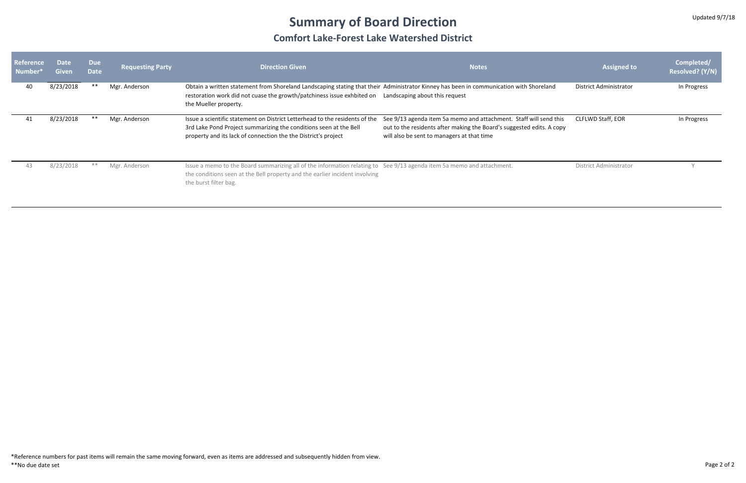# Summary of Board Direction

## Comfort Lake-Forest Lake Watershed District

Updated 9/7/18

| Reference Number* | Date Given | Due Date | Requesting Party | Direction Given | Notes | Assigned to | Completed/ Resolved? (Y/N) |
|---|---|---|---|---|---|---|---|
| 40 | 8/23/2018 | ** | Mgr. Anderson | Obtain a written statement from Shoreland Landscaping stating that their restoration work did not cuase the growth/patchiness issue exhbited on the Mueller property. | Administrator Kinney has been in communication with Shoreland Landscaping about this request | District Administrator | In Progress |
| 41 | 8/23/2018 | ** | Mgr. Anderson | Issue a scientific statement on District Letterhead to the residents of the 3rd Lake Pond Project summarizing the conditions seen at the Bell property and its lack of connection the the District's project | See 9/13 agenda item 5a memo and attachment. Staff will send this out to the residents after making the Board's suggested edits. A copy will also be sent to managers at that time | CLFLWD Staff, EOR | In Progress |
| 43 | 8/23/2018 | ** | Mgr. Anderson | Issue a memo to the Board summarizing all of the information relating to the conditions seen at the Bell property and the earlier incident involving the burst filter bag. | See 9/13 agenda item 5a memo and attachment. | District Administrator | Y |

*Reference numbers for past items will remain the same moving forward, even as items are addressed and subsequently hidden from view.

**No due date set